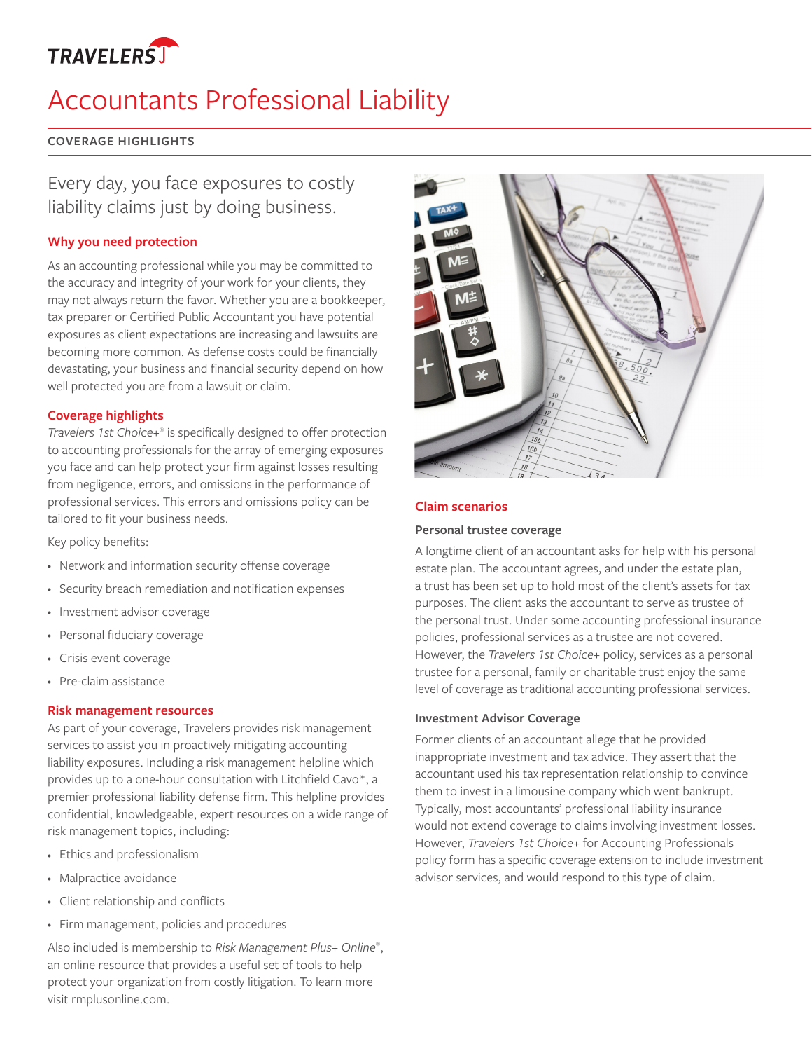TRAVELERS

# Accountants Professional Liability

COVERAGE HIGHLIGHTS

## Every day, you face exposures to costly liability claims just by doing business.

### Why you need protection

As an accounting professional while you may be committed to the accuracy and integrity of your work for your clients, they may not always return the favor. Whether you are a bookkeeper, tax preparer or Certified Public Accountant you have potential exposures as client expectations are increasing and lawsuits are becoming more common. As defense costs could be financially devastating, your business and financial security depend on how well protected you are from a lawsuit or claim.

### Coverage highlights

*Travelers 1st Choice+*® is specifically designed to offer protection to accounting professionals for the array of emerging exposures you face and can help protect your firm against losses resulting from negligence, errors, and omissions in the performance of professional services. This errors and omissions policy can be tailored to fit your business needs.

Key policy benefits:

- Network and information security offense coverage
- Security breach remediation and notification expenses
- Investment advisor coverage
- Personal fiduciary coverage
- Crisis event coverage
- Pre-claim assistance

### Risk management resources

As part of your coverage, Travelers provides risk management services to assist you in proactively mitigating accounting liability exposures. Including a risk management helpline which provides up to a one-hour consultation with Litchfield Cavo*, a premier professional liability defense firm. This helpline provides confidential, knowledgeable, expert resources on a wide range of risk management topics, including:

- Ethics and professionalism
- Malpractice avoidance
- Client relationship and conflicts
- Firm management, policies and procedures

Also included is membership to *Risk Management Plus+ Online*®, an online resource that provides a useful set of tools to help protect your organization from costly litigation. To learn more visit rmplusonline.com.

### Claim scenarios

#### Personal trustee coverage

A longtime client of an accountant asks for help with his personal estate plan. The accountant agrees, and under the estate plan, a trust has been set up to hold most of the client's assets for tax purposes. The client asks the accountant to serve as trustee of the personal trust. Under some accounting professional insurance policies, professional services as a trustee are not covered. However, the *Travelers 1st Choice+* policy, services as a personal trustee for a personal, family or charitable trust enjoy the same level of coverage as traditional accounting professional services.

#### Investment Advisor Coverage

Former clients of an accountant allege that he provided inappropriate investment and tax advice. They assert that the accountant used his tax representation relationship to convince them to invest in a limousine company which went bankrupt. Typically, most accountants' professional liability insurance would not extend coverage to claims involving investment losses. However, *Travelers 1st Choice+* for Accounting Professionals policy form has a specific coverage extension to include investment advisor services, and would respond to this type of claim.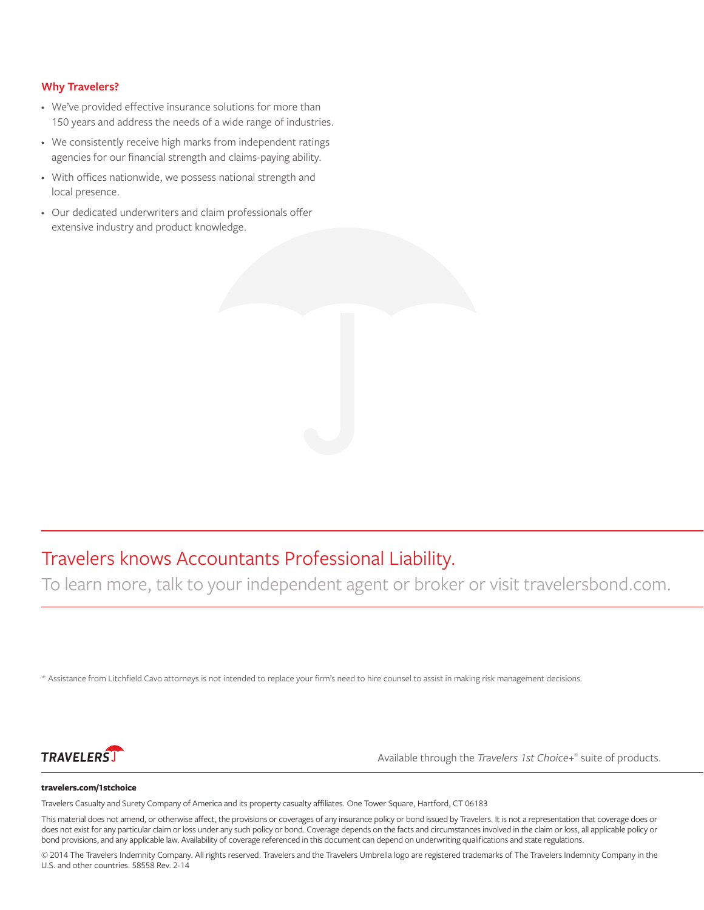## Why Travelers?

- We've provided effective insurance solutions for more than 150 years and address the needs of a wide range of industries.
- We consistently receive high marks from independent ratings agencies for our financial strength and claims-paying ability.
- With offices nationwide, we possess national strength and local presence.
- Our dedicated underwriters and claim professionals offer extensive industry and product knowledge.

## Travelers knows Accountants Professional Liability.

To learn more, talk to your independent agent or broker or visit travelersbond.com.

* Assistance from Litchfield Cavo attorneys is not intended to replace your firm's need to hire counsel to assist in making risk management decisions.

TRAVELERS

Available through the *Travelers 1st Choice+®* suite of products.

**travelers.com/1stchoice**

Travelers Casualty and Surety Company of America and its property casualty affiliates. One Tower Square, Hartford, CT 06183

This material does not amend, or otherwise affect, the provisions or coverages of any insurance policy or bond issued by Travelers. It is not a representation that coverage does or does not exist for any particular claim or loss under any such policy or bond. Coverage depends on the facts and circumstances involved in the claim or loss, all applicable policy or bond provisions, and any applicable law. Availability of coverage referenced in this document can depend on underwriting qualifications and state regulations.

© 2014 The Travelers Indemnity Company. All rights reserved. Travelers and the Travelers Umbrella logo are registered trademarks of The Travelers Indemnity Company in the U.S. and other countries. 58558 Rev. 2-14